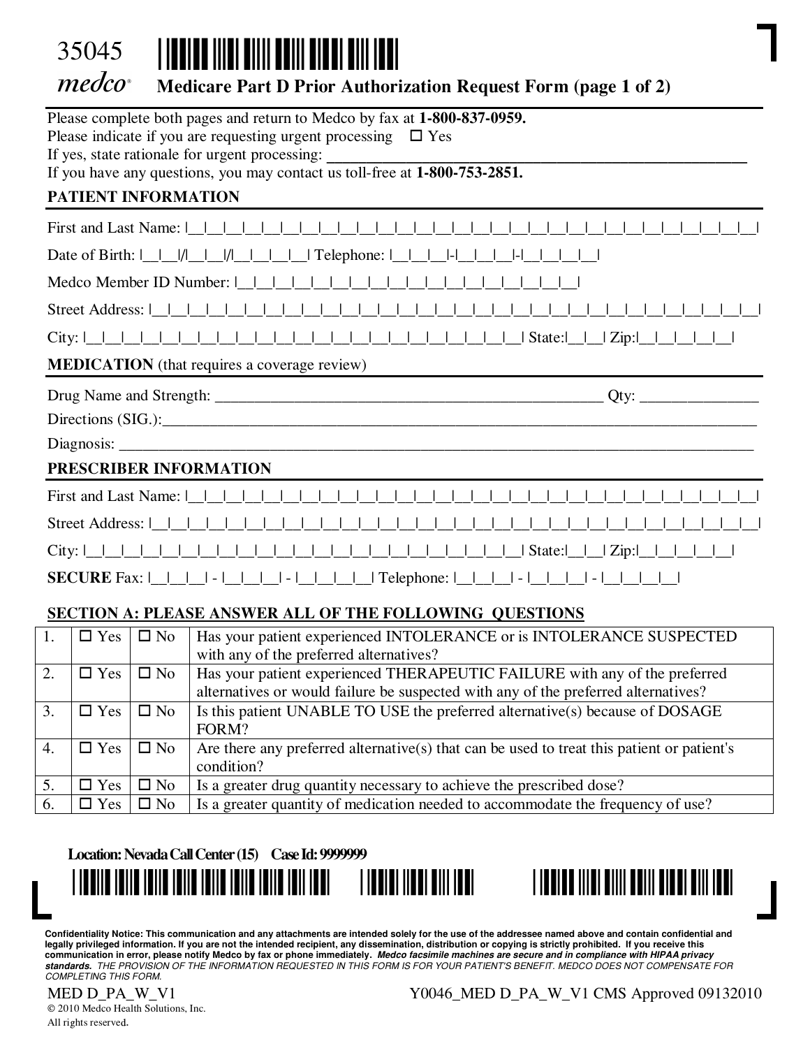35045

medco®

# Medicare Part D Prior Authorization Request Form (page 1 of 2)

Please complete both pages and return to Medco by fax at **1-800-837-0959.**
Please indicate if you are requesting urgent processing ☐ Yes
If yes, state rationale for urgent processing: ____________________________________________
If you have any questions, you may contact us toll-free at **1-800-753-2851.**

## PATIENT INFORMATION

First and Last Name: |__|__|__|__|__|__|__|__|__|__|__|__|__|__|__|__|__|__|__|__|__|__|__|__|__|__|__|__|__|__|

Date of Birth: |__|__|/|__|__|/|__|__|__|__| Telephone: |__|__|__|-|__|__|__|-|__|__|__|__|

Medco Member ID Number: |__|__|__|__|__|__|__|__|__|__|__|__|__|__|__|__|__|__|__|

Street Address: |__|__|__|__|__|__|__|__|__|__|__|__|__|__|__|__|__|__|__|__|__|__|__|__|__|__|__|__|__|__|__|__|

City: |__|__|__|__|__|__|__|__|__|__|__|__|__|__|__|__|__|__|__|__|__|__|__|__|__| State:|__|__| Zip:|__|__|__|__|__|

## MEDICATION (that requires a coverage review)

Drug Name and Strength: ____________________________________________ Qty: ____________

Directions (SIG.):____________________________________________________________________

Diagnosis: __________________________________________________________________________

## PRESCRIBER INFORMATION

First and Last Name: |__|__|__|__|__|__|__|__|__|__|__|__|__|__|__|__|__|__|__|__|__|__|__|__|__|__|__|__|__|__|

Street Address: |__|__|__|__|__|__|__|__|__|__|__|__|__|__|__|__|__|__|__|__|__|__|__|__|__|__|__|__|__|__|__|__|

City: |__|__|__|__|__|__|__|__|__|__|__|__|__|__|__|__|__|__|__|__|__|__|__|__|__| State:|__|__| Zip:|__|__|__|__|__|

**SECURE** Fax: |__|__|__| - |__|__|__| - |__|__|__|__| Telephone: |__|__|__| - |__|__|__| - |__|__|__|__|

## SECTION A: PLEASE ANSWER ALL OF THE FOLLOWING QUESTIONS

| | | | |
|---|---|---|---|
| 1. | ☐ Yes | ☐ No | Has your patient experienced INTOLERANCE or is INTOLERANCE SUSPECTED with any of the preferred alternatives? |
| 2. | ☐ Yes | ☐ No | Has your patient experienced THERAPEUTIC FAILURE with any of the preferred alternatives or would failure be suspected with any of the preferred alternatives? |
| 3. | ☐ Yes | ☐ No | Is this patient UNABLE TO USE the preferred alternative(s) because of DOSAGE FORM? |
| 4. | ☐ Yes | ☐ No | Are there any preferred alternative(s) that can be used to treat this patient or patient's condition? |
| 5. | ☐ Yes | ☐ No | Is a greater drug quantity necessary to achieve the prescribed dose? |
| 6. | ☐ Yes | ☐ No | Is a greater quantity of medication needed to accommodate the frequency of use? |

**Location: Nevada Call Center (15) Case Id: 9999999**

**Confidentiality Notice: This communication and any attachments are intended solely for the use of the addressee named above and contain confidential and legally privileged information. If you are not the intended recipient, any dissemination, distribution or copying is strictly prohibited. If you receive this communication in error, please notify Medco by fax or phone immediately.** ***Medco facsimile machines are secure and in compliance with HIPAA privacy standards.*** *THE PROVISION OF THE INFORMATION REQUESTED IN THIS FORM IS FOR YOUR PATIENT'S BENEFIT. MEDCO DOES NOT COMPENSATE FOR COMPLETING THIS FORM.*

MED D_PA_W_V1 Y0046_MED D_PA_W_V1 CMS Approved 09132010

© 2010 Medco Health Solutions, Inc.
All rights reserved.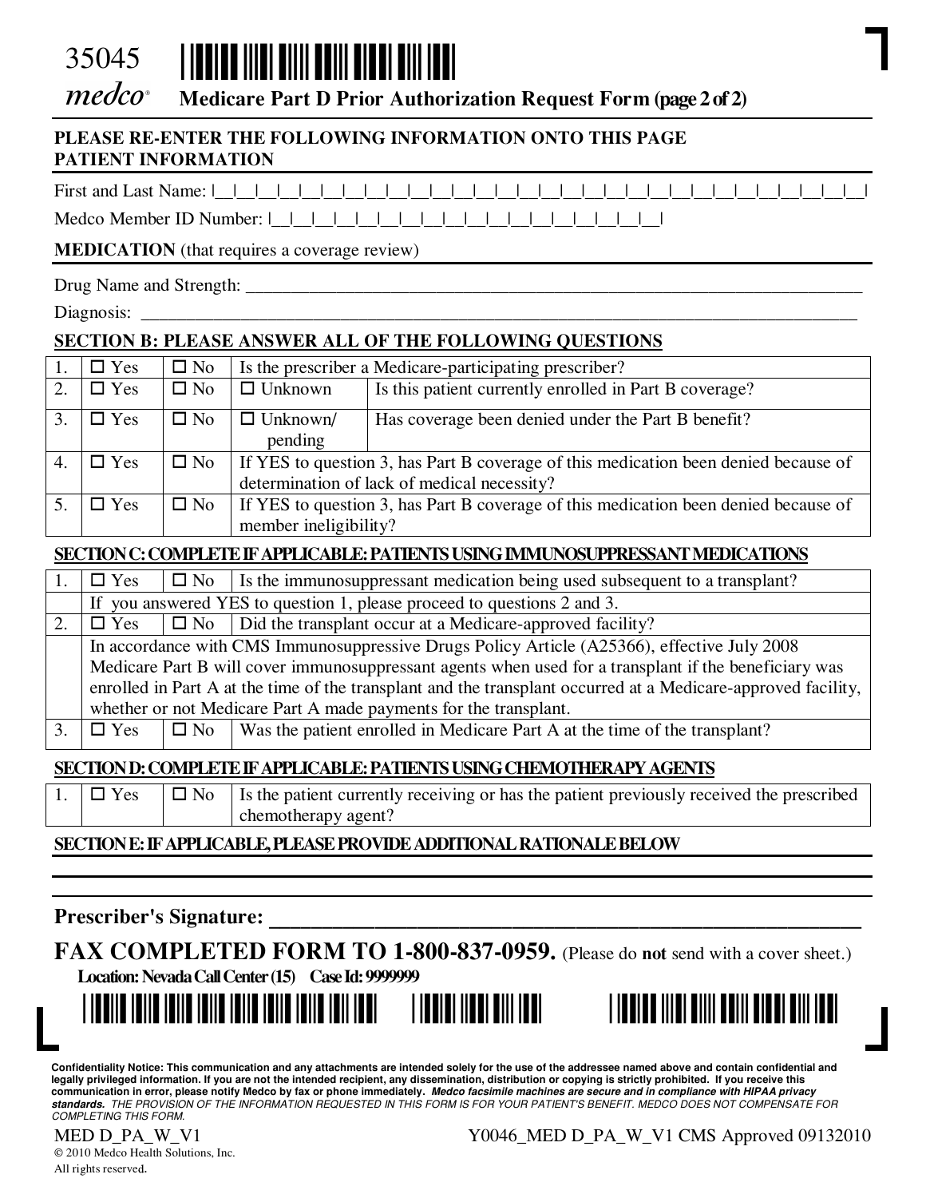35045

medco®

# Medicare Part D Prior Authorization Request Form (page 2 of 2)

**PLEASE RE-ENTER THE FOLLOWING INFORMATION ONTO THIS PAGE**
**PATIENT INFORMATION**

First and Last Name: |__|__|__|__|__|__|__|__|__|__|__|__|__|__|__|__|__|__|__|__|__|__|__|__|__|__|__|__|__|__|__|

Medco Member ID Number: |__|__|__|__|__|__|__|__|__|__|__|__|__|__|__|__|__|__|__|

**MEDICATION** (that requires a coverage review)

Drug Name and Strength: ___________________________________________________________

Diagnosis: ___________________________________________________________

**SECTION B: PLEASE ANSWER ALL OF THE FOLLOWING QUESTIONS**

| | | | | |
|---|---|---|---|---|
| 1. | ☐ Yes | ☐ No | Is the prescriber a Medicare-participating prescriber? | |
| 2. | ☐ Yes | ☐ No | ☐ Unknown | Is this patient currently enrolled in Part B coverage? |
| 3. | ☐ Yes | ☐ No | ☐ Unknown/ pending | Has coverage been denied under the Part B benefit? |
| 4. | ☐ Yes | ☐ No | If YES to question 3, has Part B coverage of this medication been denied because of determination of lack of medical necessity? | |
| 5. | ☐ Yes | ☐ No | If YES to question 3, has Part B coverage of this medication been denied because of member ineligibility? | |

**SECTION C: COMPLETE IF APPLICABLE: PATIENTS USING IMMUNOSUPPRESSANT MEDICATIONS**

| | | | |
|---|---|---|---|
| 1. | ☐ Yes | ☐ No | Is the immunosuppressant medication being used subsequent to a transplant? |
| | If you answered YES to question 1, please proceed to questions 2 and 3. | | |
| 2. | ☐ Yes | ☐ No | Did the transplant occur at a Medicare-approved facility? |
| | In accordance with CMS Immunosuppressive Drugs Policy Article (A25366), effective July 2008 Medicare Part B will cover immunosuppressant agents when used for a transplant if the beneficiary was enrolled in Part A at the time of the transplant and the transplant occurred at a Medicare-approved facility, whether or not Medicare Part A made payments for the transplant. | | |
| 3. | ☐ Yes | ☐ No | Was the patient enrolled in Medicare Part A at the time of the transplant? |

**SECTION D: COMPLETE IF APPLICABLE: PATIENTS USING CHEMOTHERAPY AGENTS**

| | | | |
|---|---|---|---|
| 1. | ☐ Yes | ☐ No | Is the patient currently receiving or has the patient previously received the prescribed chemotherapy agent? |

**SECTION E: IF APPLICABLE, PLEASE PROVIDE ADDITIONAL RATIONALE BELOW**

___________________________________________________________

___________________________________________________________

**Prescriber's Signature:** ___________________________________________________________

**FAX COMPLETED FORM TO 1-800-837-0959.** (Please do **not** send with a cover sheet.)

**Location: Nevada Call Center (15) Case Id: 9999999**

**Confidentiality Notice: This communication and any attachments are intended solely for the use of the addressee named above and contain confidential and legally privileged information. If you are not the intended recipient, any dissemination, distribution or copying is strictly prohibited. If you receive this communication in error, please notify Medco by fax or phone immediately.** ***Medco facsimile machines are secure and in compliance with HIPAA privacy standards.*** *THE PROVISION OF THE INFORMATION REQUESTED IN THIS FORM IS FOR YOUR PATIENT'S BENEFIT. MEDCO DOES NOT COMPENSATE FOR COMPLETING THIS FORM.*

MED D_PA_W_V1

Y0046_MED D_PA_W_V1 CMS Approved 09132010

© 2010 Medco Health Solutions, Inc.
All rights reserved.